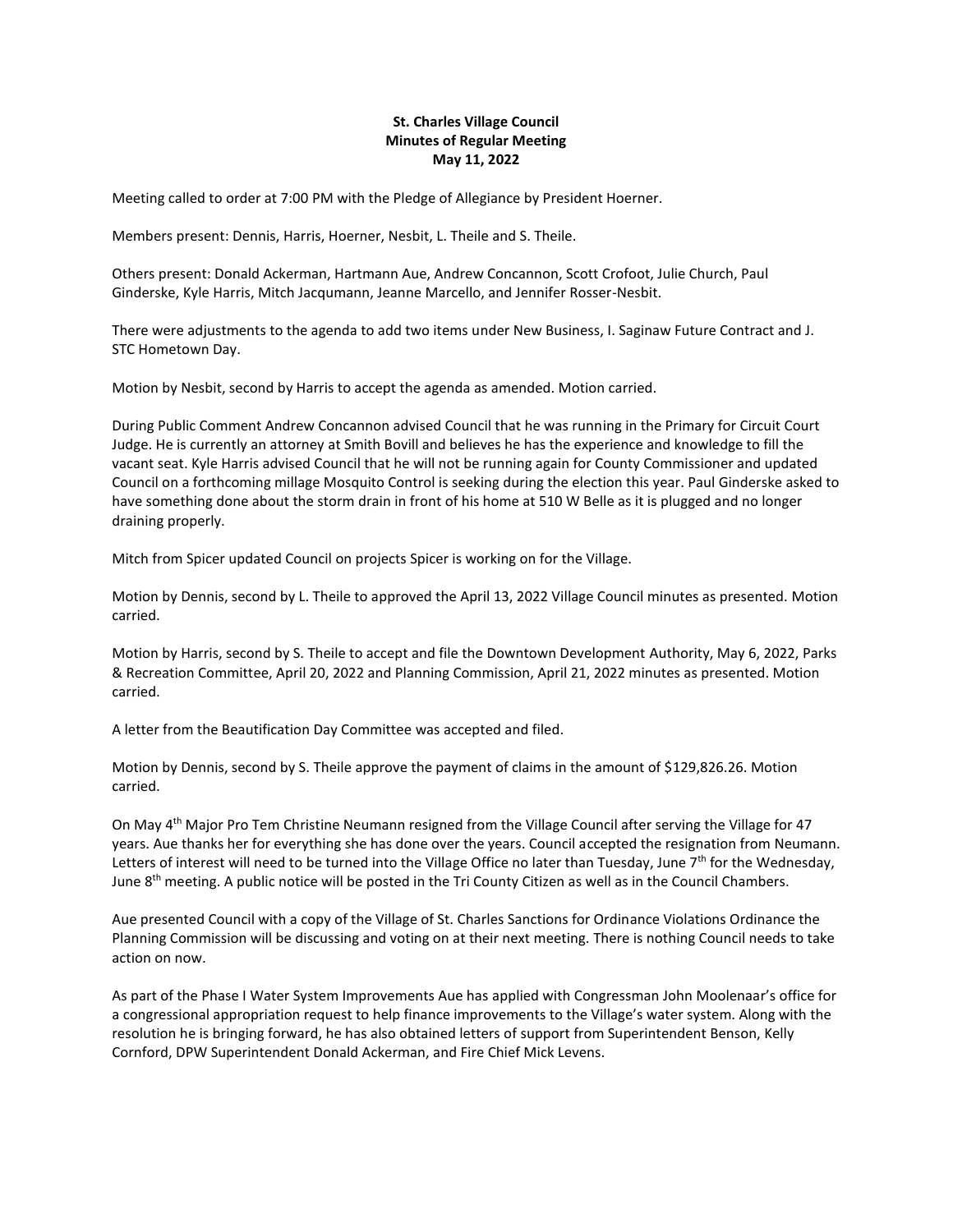**St. Charles Village Council**
**Minutes of Regular Meeting**
**May 11, 2022**

Meeting called to order at 7:00 PM with the Pledge of Allegiance by President Hoerner.

Members present: Dennis, Harris, Hoerner, Nesbit, L. Theile and S. Theile.

Others present: Donald Ackerman, Hartmann Aue, Andrew Concannon, Scott Crofoot, Julie Church, Paul Ginderske, Kyle Harris, Mitch Jacqumann, Jeanne Marcello, and Jennifer Rosser-Nesbit.

There were adjustments to the agenda to add two items under New Business, I. Saginaw Future Contract and J. STC Hometown Day.

Motion by Nesbit, second by Harris to accept the agenda as amended. Motion carried.

During Public Comment Andrew Concannon advised Council that he was running in the Primary for Circuit Court Judge. He is currently an attorney at Smith Bovill and believes he has the experience and knowledge to fill the vacant seat. Kyle Harris advised Council that he will not be running again for County Commissioner and updated Council on a forthcoming millage Mosquito Control is seeking during the election this year. Paul Ginderske asked to have something done about the storm drain in front of his home at 510 W Belle as it is plugged and no longer draining properly.

Mitch from Spicer updated Council on projects Spicer is working on for the Village.

Motion by Dennis, second by L. Theile to approved the April 13, 2022 Village Council minutes as presented. Motion carried.

Motion by Harris, second by S. Theile to accept and file the Downtown Development Authority, May 6, 2022, Parks & Recreation Committee, April 20, 2022 and Planning Commission, April 21, 2022 minutes as presented. Motion carried.

A letter from the Beautification Day Committee was accepted and filed.

Motion by Dennis, second by S. Theile approve the payment of claims in the amount of $129,826.26. Motion carried.

On May 4th Major Pro Tem Christine Neumann resigned from the Village Council after serving the Village for 47 years. Aue thanks her for everything she has done over the years. Council accepted the resignation from Neumann. Letters of interest will need to be turned into the Village Office no later than Tuesday, June 7th for the Wednesday, June 8th meeting. A public notice will be posted in the Tri County Citizen as well as in the Council Chambers.

Aue presented Council with a copy of the Village of St. Charles Sanctions for Ordinance Violations Ordinance the Planning Commission will be discussing and voting on at their next meeting. There is nothing Council needs to take action on now.

As part of the Phase I Water System Improvements Aue has applied with Congressman John Moolenaar's office for a congressional appropriation request to help finance improvements to the Village's water system. Along with the resolution he is bringing forward, he has also obtained letters of support from Superintendent Benson, Kelly Cornford, DPW Superintendent Donald Ackerman, and Fire Chief Mick Levens.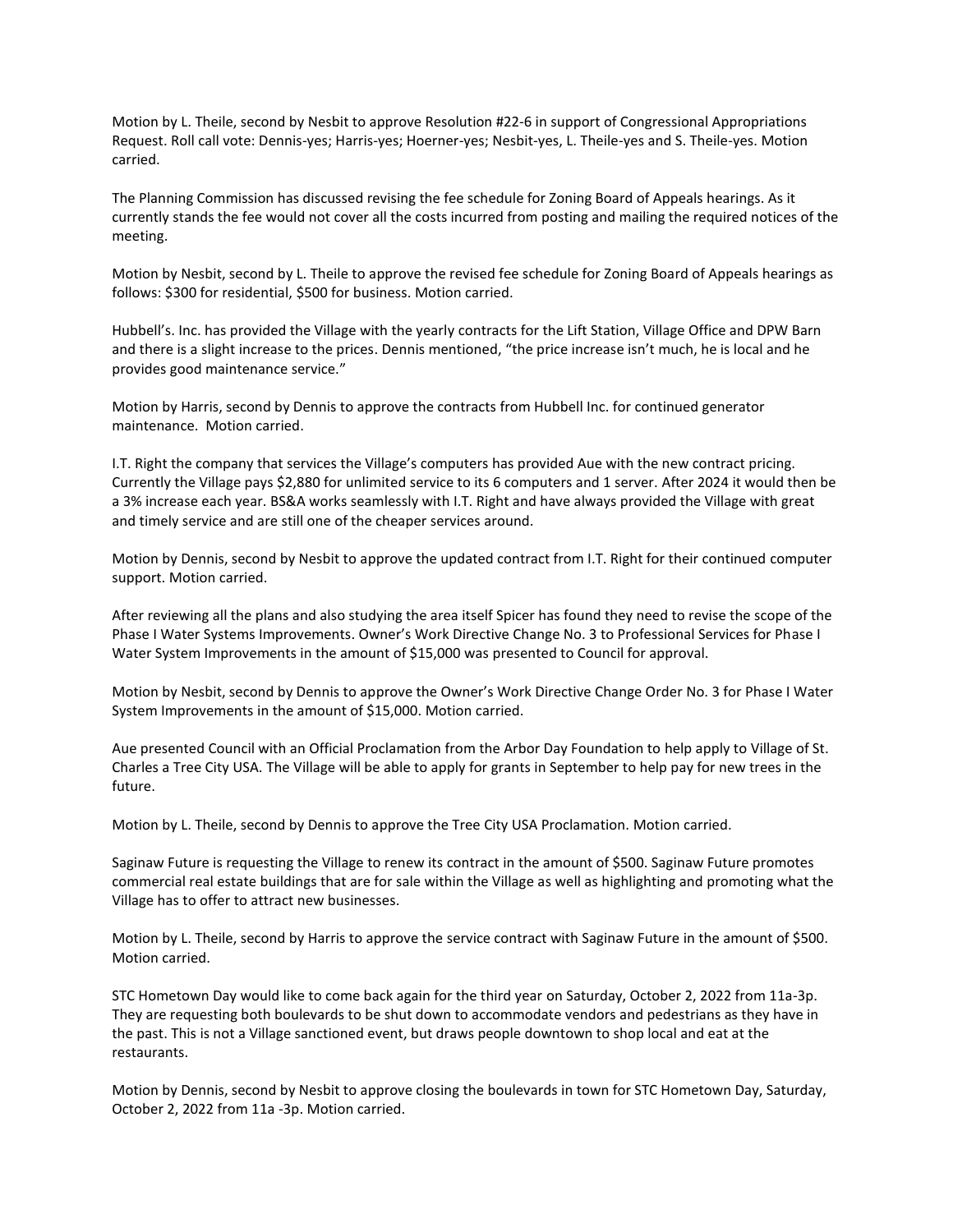Motion by L. Theile, second by Nesbit to approve Resolution #22-6 in support of Congressional Appropriations Request. Roll call vote: Dennis-yes; Harris-yes; Hoerner-yes; Nesbit-yes, L. Theile-yes and S. Theile-yes. Motion carried.

The Planning Commission has discussed revising the fee schedule for Zoning Board of Appeals hearings. As it currently stands the fee would not cover all the costs incurred from posting and mailing the required notices of the meeting.

Motion by Nesbit, second by L. Theile to approve the revised fee schedule for Zoning Board of Appeals hearings as follows: $300 for residential, $500 for business. Motion carried.

Hubbell's. Inc. has provided the Village with the yearly contracts for the Lift Station, Village Office and DPW Barn and there is a slight increase to the prices. Dennis mentioned, "the price increase isn't much, he is local and he provides good maintenance service."

Motion by Harris, second by Dennis to approve the contracts from Hubbell Inc. for continued generator maintenance. Motion carried.

I.T. Right the company that services the Village's computers has provided Aue with the new contract pricing. Currently the Village pays $2,880 for unlimited service to its 6 computers and 1 server. After 2024 it would then be a 3% increase each year. BS&A works seamlessly with I.T. Right and have always provided the Village with great and timely service and are still one of the cheaper services around.

Motion by Dennis, second by Nesbit to approve the updated contract from I.T. Right for their continued computer support. Motion carried.

After reviewing all the plans and also studying the area itself Spicer has found they need to revise the scope of the Phase I Water Systems Improvements. Owner's Work Directive Change No. 3 to Professional Services for Phase I Water System Improvements in the amount of $15,000 was presented to Council for approval.

Motion by Nesbit, second by Dennis to approve the Owner's Work Directive Change Order No. 3 for Phase I Water System Improvements in the amount of $15,000. Motion carried.

Aue presented Council with an Official Proclamation from the Arbor Day Foundation to help apply to Village of St. Charles a Tree City USA. The Village will be able to apply for grants in September to help pay for new trees in the future.

Motion by L. Theile, second by Dennis to approve the Tree City USA Proclamation. Motion carried.

Saginaw Future is requesting the Village to renew its contract in the amount of $500. Saginaw Future promotes commercial real estate buildings that are for sale within the Village as well as highlighting and promoting what the Village has to offer to attract new businesses.

Motion by L. Theile, second by Harris to approve the service contract with Saginaw Future in the amount of $500. Motion carried.

STC Hometown Day would like to come back again for the third year on Saturday, October 2, 2022 from 11a-3p. They are requesting both boulevards to be shut down to accommodate vendors and pedestrians as they have in the past. This is not a Village sanctioned event, but draws people downtown to shop local and eat at the restaurants.

Motion by Dennis, second by Nesbit to approve closing the boulevards in town for STC Hometown Day, Saturday, October 2, 2022 from 11a -3p. Motion carried.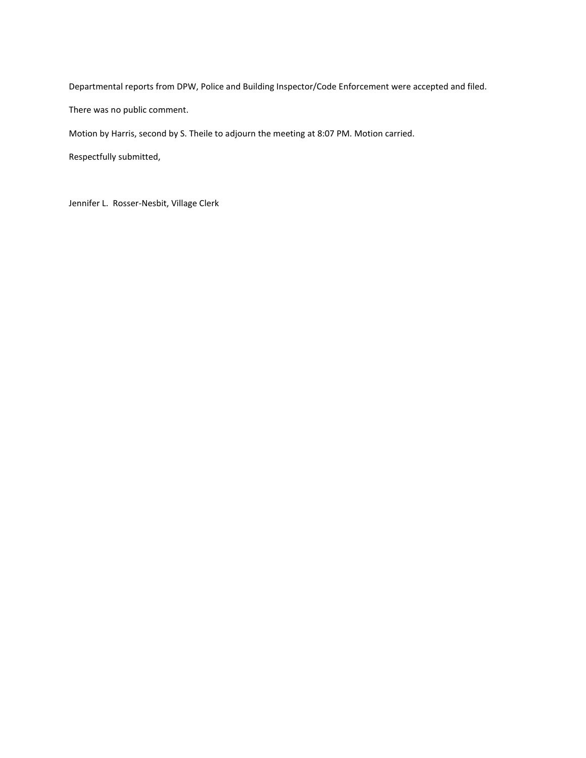Departmental reports from DPW, Police and Building Inspector/Code Enforcement were accepted and filed.

There was no public comment.

Motion by Harris, second by S. Theile to adjourn the meeting at 8:07 PM. Motion carried.

Respectfully submitted,

Jennifer L. Rosser-Nesbit, Village Clerk